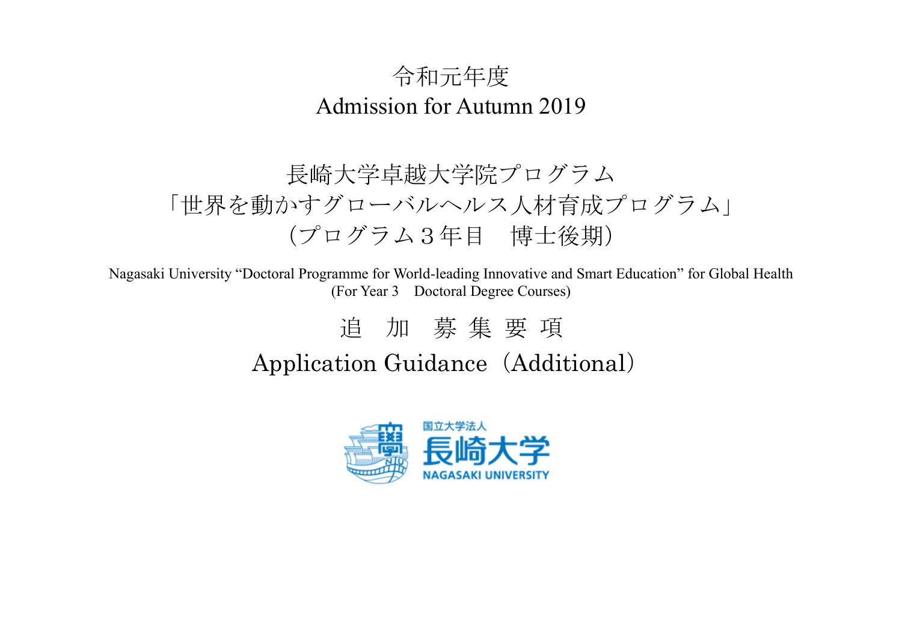# 令和元年度
# Admission for Autumn 2019

## 長崎大学卓越大学院プログラム
## 「世界を動かすグローバルヘルス人材育成プログラム」
## （プログラム３年目　博士後期）

Nagasaki University “Doctoral Programme for World-leading Innovative and Smart Education” for Global Health
(For Year 3　Doctoral Degree Courses)

# 追　加　募 集 要 項
# Application Guidance（Additional）

国立大学法人
長崎大学
NAGASAKI UNIVERSITY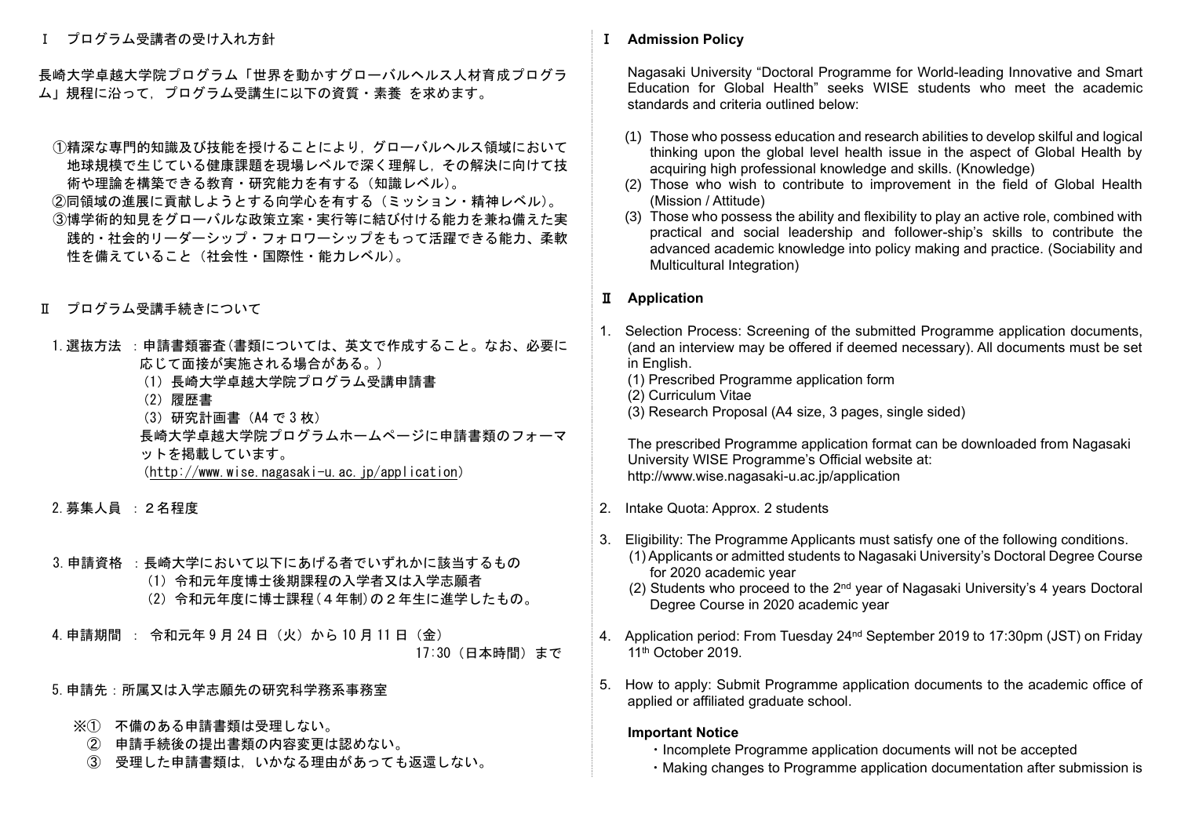## Ⅰ　プログラム受講者の受け入れ方針

長崎大学卓越大学院プログラム「世界を動かすグローバルヘルス人材育成プログラム」規程に沿って，プログラム受講生に以下の資質・素養 を求めます。

①精深な専門的知識及び技能を授けることにより，グローバルヘルス領域において地球規模で生じている健康課題を現場レベルで深く理解し，その解決に向けて技術や理論を構築できる教育・研究能力を有する（知識レベル)。
②同領域の進展に貢献しようとする向学心を有する（ミッション・精神レベル)。
③博学術的知見をグローバルな政策立案・実行等に結び付ける能力を兼ね備えた実践的・社会的リーダーシップ・フォロワーシップをもって活躍できる能力、柔軟性を備えていること（社会性・国際性・能力レベル)。

## Ⅱ　プログラム受講手続きについて

1. 選抜方法 ：申請書類審査(書類については、英文で作成すること。なお、必要に応じて面接が実施される場合がある。)
   （1）長崎大学卓越大学院プログラム受講申請書
   （2）履歴書
   （3）研究計画書（A4 で 3 枚）
   長崎大学卓越大学院プログラムホームページに申請書類のフォーマットを掲載しています。
   (http://www.wise.nagasaki-u.ac.jp/application)

2. 募集人員 ：２名程度

3. 申請資格 ：長崎大学において以下にあげる者でいずれかに該当するもの
   （1）令和元年度博士後期課程の入学者又は入学志願者
   （2）令和元年度に博士課程(４年制)の２年生に進学したもの。

4. 申請期間 ： 令和元年 9 月 24 日（火）から 10 月 11 日（金）17:30（日本時間）まで

5. 申請先：所属又は入学志願先の研究科学務系事務室

※① 不備のある申請書類は受理しない。
② 申請手続後の提出書類の内容変更は認めない。
③ 受理した申請書類は，いかなる理由があっても返還しない。

## Ⅰ Admission Policy

Nagasaki University “Doctoral Programme for World-leading Innovative and Smart Education for Global Health” seeks WISE students who meet the academic standards and criteria outlined below:

(1) Those who possess education and research abilities to develop skilful and logical thinking upon the global level health issue in the aspect of Global Health by acquiring high professional knowledge and skills. (Knowledge)
(2) Those who wish to contribute to improvement in the field of Global Health (Mission / Attitude)
(3) Those who possess the ability and flexibility to play an active role, combined with practical and social leadership and follower-ship's skills to contribute the advanced academic knowledge into policy making and practice. (Sociability and Multicultural Integration)

## Ⅱ Application

1. Selection Process: Screening of the submitted Programme application documents, (and an interview may be offered if deemed necessary). All documents must be set in English.
   (1) Prescribed Programme application form
   (2) Curriculum Vitae
   (3) Research Proposal (A4 size, 3 pages, single sided)

   The prescribed Programme application format can be downloaded from Nagasaki University WISE Programme's Official website at:
   http://www.wise.nagasaki-u.ac.jp/application

2. Intake Quota: Approx. 2 students

3. Eligibility: The Programme Applicants must satisfy one of the following conditions.
   (1) Applicants or admitted students to Nagasaki University's Doctoral Degree Course for 2020 academic year
   (2) Students who proceed to the 2nd year of Nagasaki University's 4 years Doctoral Degree Course in 2020 academic year

4. Application period: From Tuesday 24nd September 2019 to 17:30pm (JST) on Friday 11th October 2019.

5. How to apply: Submit Programme application documents to the academic office of applied or affiliated graduate school.

**Important Notice**

・Incomplete Programme application documents will not be accepted
・Making changes to Programme application documentation after submission is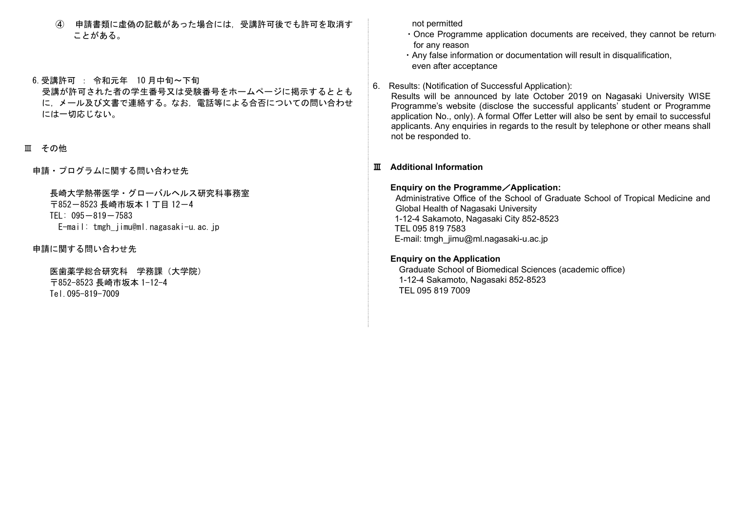④　申請書類に虚偽の記載があった場合には，受講許可後でも許可を取消すことがある。

6. 受講許可　：　令和元年　10 月中旬〜下旬

受講が許可された者の学生番号又は受験番号をホームページに掲示するとともに，メール及び文書で連絡する。なお，電話等による合否についての問い合わせには一切応じない。

## Ⅲ　その他

申請・プログラムに関する問い合わせ先

長崎大学熱帯医学・グローバルヘルス研究科事務室
〒852－8523 長崎市坂本 1 丁目 12－4
TEL：095－819－7583
E-mail: tmgh_jimu@ml.nagasaki-u.ac.jp

申請に関する問い合わせ先

医歯薬学総合研究科　学務課（大学院）
〒852-8523 長崎市坂本 1-12-4
Tel.095-819-7009

not permitted

- Once Programme application documents are received, they cannot be returned for any reason
- Any false information or documentation will result in disqualification, even after acceptance

6. Results: (Notification of Successful Application):

Results will be announced by late October 2019 on Nagasaki University WISE Programme's website (disclose the successful applicants' student or Programme application No., only). A formal Offer Letter will also be sent by email to successful applicants. Any enquiries in regards to the result by telephone or other means shall not be responded to.

## Ⅲ　Additional Information

**Enquiry on the Programme／Application:**

Administrative Office of the School of Graduate School of Tropical Medicine and Global Health of Nagasaki University
1-12-4 Sakamoto, Nagasaki City 852-8523
TEL 095 819 7583
E-mail: tmgh_jimu@ml.nagasaki-u.ac.jp

**Enquiry on the Application**

Graduate School of Biomedical Sciences (academic office)
1-12-4 Sakamoto, Nagasaki 852-8523
TEL 095 819 7009